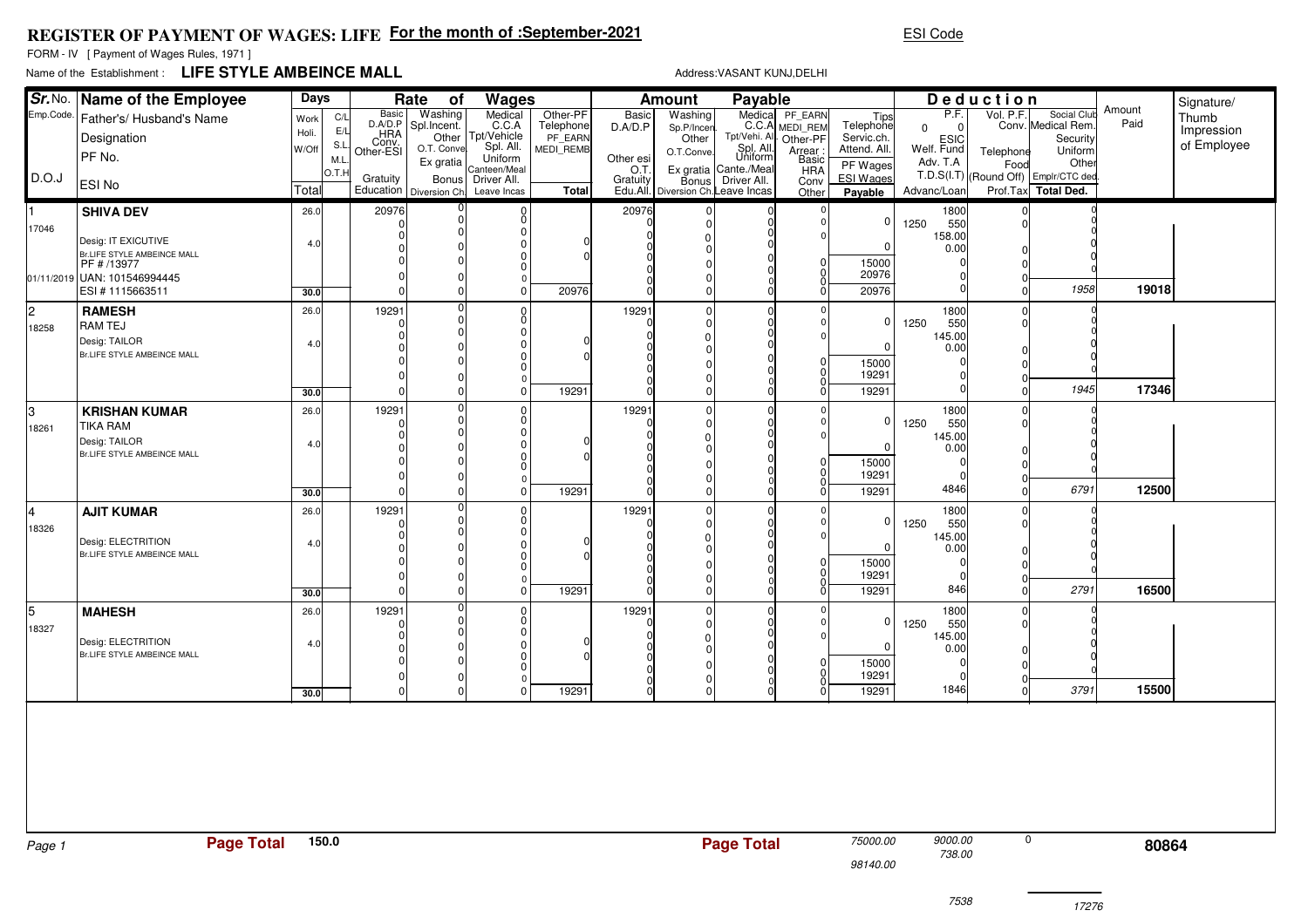# REGISTER OF PAYMENT OF WAGES: LIFE For the month of :September-2021

ESI Code

FORM - IV [ Payment of Wages Rules, 1971 ]

Name of the Establishment : **LIFE STYLE AMBEINCE MALL**

Address:VASANT KUNJ,DELHI

| Sr. No. / Emp.Code / D.O.J | Name of the Employee / Father's/ Husband's Name / Designation / PF No. / ESI No | Days (Work / Holi. / W/Off / Total) | Rate of Wages (Basic, D.A/D.P, HRA, Conv., Other-ESI, Gratuity, Education / Washing, Spl.Incent., O.T. Conve, Ex gratia, Bonus, Diversion Ch / Medical, C.C.A, Other, Tpt/Vehicle, Spl. All., Uniform, Canteen/Meal, Driver All., Leave Incas / Other-PF, Telephone, PF_EARN, MEDI_REMB, Total) | Amount Payable (Basic, D.A/D.P, Other esi, O.T., Gratuity, Edu.All. / Washing, Sp.P/Incen, Other, O.T.Conve, Ex gratia, Bonus, Diversion Ch. / Medical, C.C.A, Tpt/Vehi. All, Spl. All., Uniform, Cante./Meal, Driver All., Leave Incas / PF_EARN, MEDI_REM, Other-PF, Arrear: Basic, HRA, Conv, Other / Tips, Telephone, Servic.ch., Attend. All., PF Wages, ESI Wages, Payable) | Deduction (P.F., ESIC, Welf. Fund, Adv. T.A, Advanc/Loan / Vol. P.F., Telephone, Food, T.D.S(I.T), Prof.Tax / Social Club, Conv., Medical Rem., Security, Uniform, Other, (Round Off), Emplr/CTC ded, Total Ded.) | Amount Paid | Signature/ Thumb Impression of Employee |
|---|---|---|---|---|---|---|---|
| 1 / 17046 / 01/11/2019 | **SHIVA DEV** / Desig: IT EXICUTIVE / Br.LIFE STYLE AMBEINCE MALL / PF # /13977 / UAN: 101546994445 / ESI # 1115663511 | 26.0 / 4.0 / 30.0 | 20976 / 0 / 0 / 0 / 0 / 0 / 0; Total 20976 | 20976; PF Wages 15000; ESI Wages 20976; Payable 20976 | 0 / 1250 / 1800 / 550 / 158.00 / 0.00; Total Ded. 1958 | **19018** | |
| 2 / 18258 | **RAMESH** / RAM TEJ / Desig: TAILOR / Br.LIFE STYLE AMBEINCE MALL | 26.0 / 4.0 / 30.0 | 19291 / 0 / 0 / 0 / 0 / 0 / 0; Total 19291 | 19291; PF Wages 15000; ESI Wages 19291; Payable 19291 | 1250 / 1800 / 550 / 145.00 / 0.00; Total Ded. 1945 | **17346** | |
| 3 / 18261 | **KRISHAN KUMAR** / TIKA RAM / Desig: TAILOR / Br.LIFE STYLE AMBEINCE MALL | 26.0 / 4.0 / 30.0 | 19291 / 0 / 0 / 0 / 0 / 0 / 0; Total 19291 | 19291; PF Wages 15000; ESI Wages 19291; Payable 19291 | 1250 / 1800 / 550 / 145.00 / 0.00; Advanc/Loan 4846; Total Ded. 6791 | **12500** | |
| 4 / 18326 | **AJIT KUMAR** / Desig: ELECTRITION / Br.LIFE STYLE AMBEINCE MALL | 26.0 / 4.0 / 30.0 | 19291 / 0 / 0 / 0 / 0 / 0 / 0; Total 19291 | 19291; PF Wages 15000; ESI Wages 19291; Payable 19291 | 1250 / 1800 / 550 / 145.00 / 0.00; Advanc/Loan 846; Total Ded. 2791 | **16500** | |
| 5 / 18327 | **MAHESH** / Desig: ELECTRITION / Br.LIFE STYLE AMBEINCE MALL | 26.0 / 4.0 / 30.0 | 19291 / 0 / 0 / 0 / 0 / 0 / 0; Total 19291 | 19291; PF Wages 15000; ESI Wages 19291; Payable 19291 | 1250 / 1800 / 550 / 145.00 / 0.00; Advanc/Loan 1846; Total Ded. 3791 | **15500** | |

Page 1 **Page Total** 150.0 **Page Total** 75000.00 / 98140.00 9000.00 / 738.00 / 7538 0 / 17276 **80864**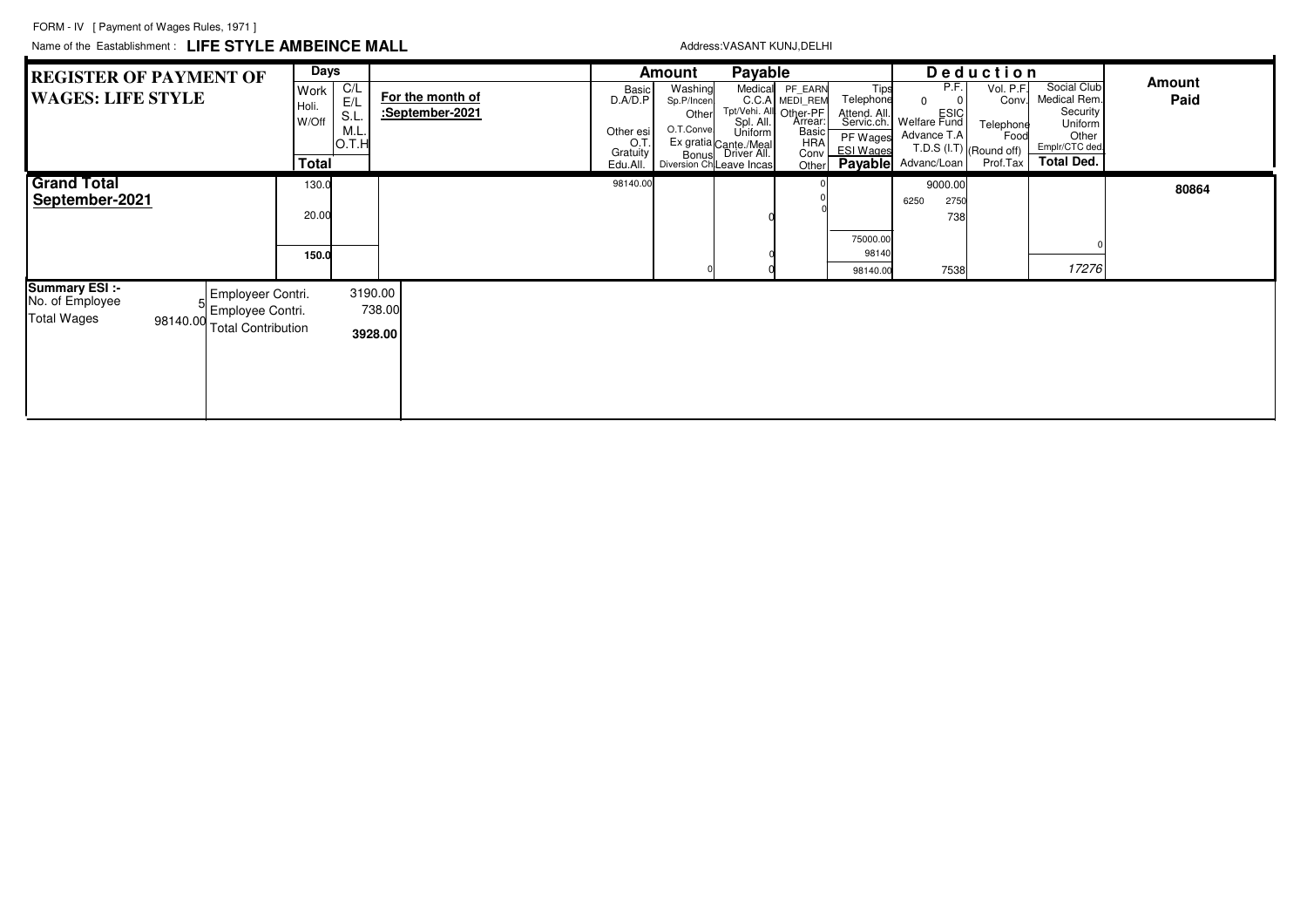FORM - IV [ Payment of Wages Rules, 1971 ]

Name of the Eastablishment : **LIFE STYLE AMBEINCE MALL**

Address:VASANT KUNJ,DELHI

| REGISTER OF PAYMENT OF WAGES: LIFE STYLE | Days: Work / Holi. / W/Off / Total | C/L / E/L / S.L. / M.L. / O.T.H | For the month of :September-2021 | Amount Payable: Basic / D.A/D.P / Other esi / O.T. / Gratuity / Edu.All. | Washing / Sp.P/Incen / Other / O.T.Conve / Bonus / Diversion Ch | Medical / C.C.A / Tpt/Vehi. All / Spl. All. / Uniform / Ex gratia / Cante./Meal / Driver All. / Leave Incas | PF_EARN / MEDI_REM / Other-PF / Arrear: / Basic / HRA / Conv / Other | Tips / Telephone / Attend. All. / Servic.ch. / PF Wages / ESI Wages / **Payable** | Deduction: P.F. / 0 0 / ESIC / Welfare Fund / Advance T.A / T.D.S (I.T) / Advanc/Loan | Vol. P.F. / Conv. / Telephone / Food / (Round off) / Prof.Tax | Social Club / Medical Rem. / Security / Uniform / Other / Emplr/CTC ded. / **Total Ded.** | **Amount Paid** |
|---|---|---|---|---|---|---|---|---|---|---|---|---|
| **Grand Total September-2021** | 130.0 / 20.00 / **150.0** | | | 98140.00 | 0 | 0 / 0 / 0 | 0 / 0 / 0 | 75000.00 / 98140 / 98140.00 | 9000.00 / 6250 2750 / 738 / 7538 | | 0 / *17276* | **80864** |

| Summary ESI :- | | | |
|---|---|---|---|
| No. of Employee | 5 | Employeer Contri. | 3190.00 |
| Total Wages | 98140.00 | Employee Contri. | 738.00 |
| | | Total Contribution | **3928.00** |